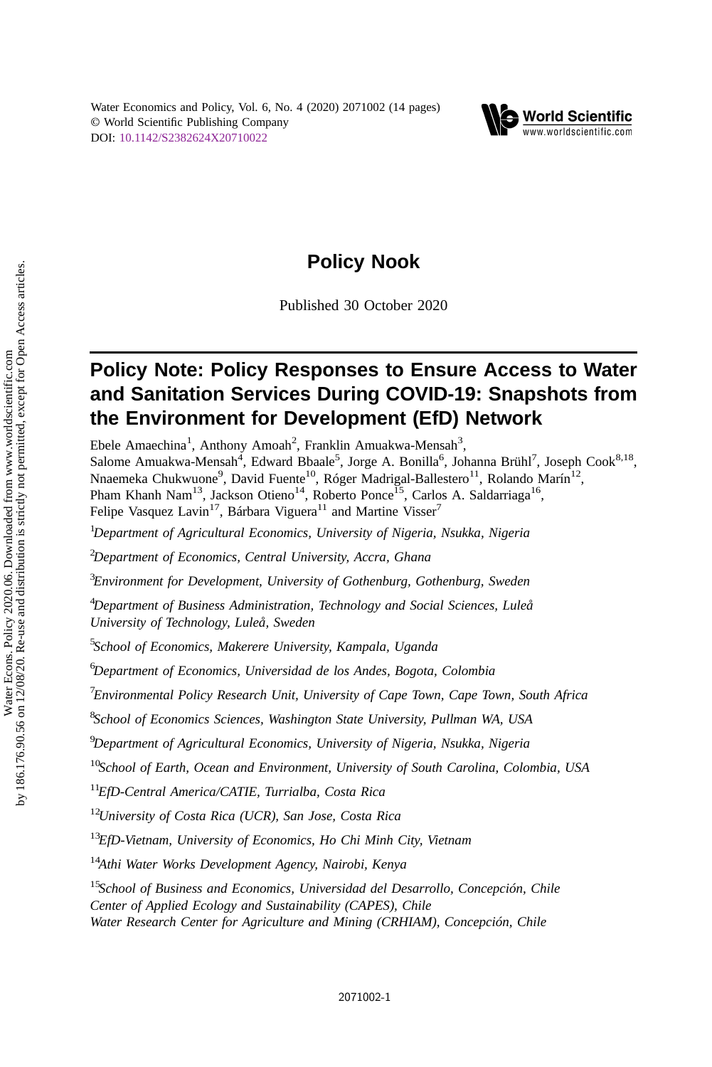Policy Nook

Published 30 October 2020

# Policy Note: Policy Responses to Ensure Access to Water and Sanitation Services During COVID-19: Snapshots from the Environment for Development (EfD) Network

Ebele Amaechina[1], Anthony Amoah[2], Franklin Amuakwa-Mensah[3], Salome Amuakwa-Mensah[4], Edward Bbaale[5], Jorge A. Bonilla[6], Johanna Brühl[7], Joseph Cook[8,18], Nnaemeka Chukwuone[9], David Fuente[10], Róger Madrigal-Ballestero[11], Rolando Marín[12], Pham Khanh Nam[13], Jackson Otieno[14], Roberto Ponce[15], Carlos A. Saldarriaga[16], Felipe Vasquez Lavin[17], Bárbara Viguera[11] and Martine Visser[7]

[1] *Department of Agricultural Economics, University of Nigeria, Nsukka, Nigeria*

[2] *Department of Economics, Central University, Accra, Ghana*

[3] *Environment for Development, University of Gothenburg, Gothenburg, Sweden*

[4] *Department of Business Administration, Technology and Social Sciences, Luleå University of Technology, Luleå, Sweden*

[5] *School of Economics, Makerere University, Kampala, Uganda*

[6] *Department of Economics, Universidad de los Andes, Bogota, Colombia*

[7] *Environmental Policy Research Unit, University of Cape Town, Cape Town, South Africa*

[8] *School of Economics Sciences, Washington State University, Pullman WA, USA*

[9] *Department of Agricultural Economics, University of Nigeria, Nsukka, Nigeria*

[10] *School of Earth, Ocean and Environment, University of South Carolina, Colombia, USA*

[11] *EfD-Central America/CATIE, Turrialba, Costa Rica*

[12] *University of Costa Rica (UCR), San Jose, Costa Rica*

[13] *EfD-Vietnam, University of Economics, Ho Chi Minh City, Vietnam*

[14] *Athi Water Works Development Agency, Nairobi, Kenya*

[15] *School of Business and Economics, Universidad del Desarrollo, Concepción, Chile*
*Center of Applied Ecology and Sustainability (CAPES), Chile*
*Water Research Center for Agriculture and Mining (CRHIAM), Concepción, Chile*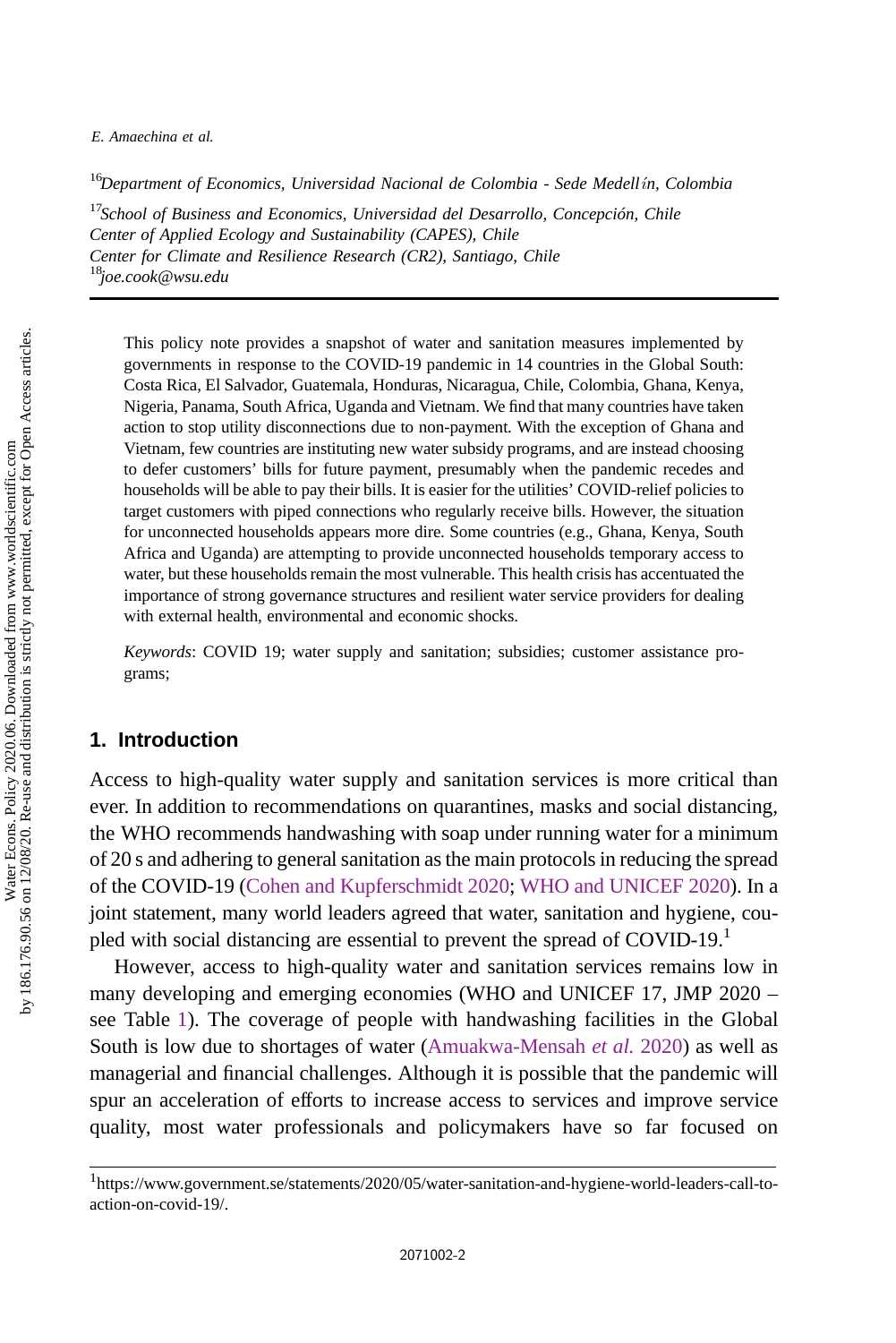[16]*Department of Economics, Universidad Nacional de Colombia - Sede Medellín, Colombia*

[17]*School of Business and Economics, Universidad del Desarrollo, Concepción, Chile*
*Center of Applied Ecology and Sustainability (CAPES), Chile*
*Center for Climate and Resilience Research (CR2), Santiago, Chile*
[18]*joe.cook@wsu.edu*

This policy note provides a snapshot of water and sanitation measures implemented by governments in response to the COVID-19 pandemic in 14 countries in the Global South: Costa Rica, El Salvador, Guatemala, Honduras, Nicaragua, Chile, Colombia, Ghana, Kenya, Nigeria, Panama, South Africa, Uganda and Vietnam. We find that many countries have taken action to stop utility disconnections due to non-payment. With the exception of Ghana and Vietnam, few countries are instituting new water subsidy programs, and are instead choosing to defer customers' bills for future payment, presumably when the pandemic recedes and households will be able to pay their bills. It is easier for the utilities' COVID-relief policies to target customers with piped connections who regularly receive bills. However, the situation for unconnected households appears more dire. Some countries (e.g., Ghana, Kenya, South Africa and Uganda) are attempting to provide unconnected households temporary access to water, but these households remain the most vulnerable. This health crisis has accentuated the importance of strong governance structures and resilient water service providers for dealing with external health, environmental and economic shocks.

*Keywords*: COVID 19; water supply and sanitation; subsidies; customer assistance programs;

## 1. Introduction

Access to high-quality water supply and sanitation services is more critical than ever. In addition to recommendations on quarantines, masks and social distancing, the WHO recommends handwashing with soap under running water for a minimum of 20 s and adhering to general sanitation as the main protocols in reducing the spread of the COVID-19 (Cohen and Kupferschmidt 2020; WHO and UNICEF 2020). In a joint statement, many world leaders agreed that water, sanitation and hygiene, coupled with social distancing are essential to prevent the spread of COVID-19.[1]

However, access to high-quality water and sanitation services remains low in many developing and emerging economies (WHO and UNICEF 17, JMP 2020 – see Table 1). The coverage of people with handwashing facilities in the Global South is low due to shortages of water (Amuakwa-Mensah *et al.* 2020) as well as managerial and financial challenges. Although it is possible that the pandemic will spur an acceleration of efforts to increase access to services and improve service quality, most water professionals and policymakers have so far focused on

[1] https://www.government.se/statements/2020/05/water-sanitation-and-hygiene-world-leaders-call-to-action-on-covid-19/.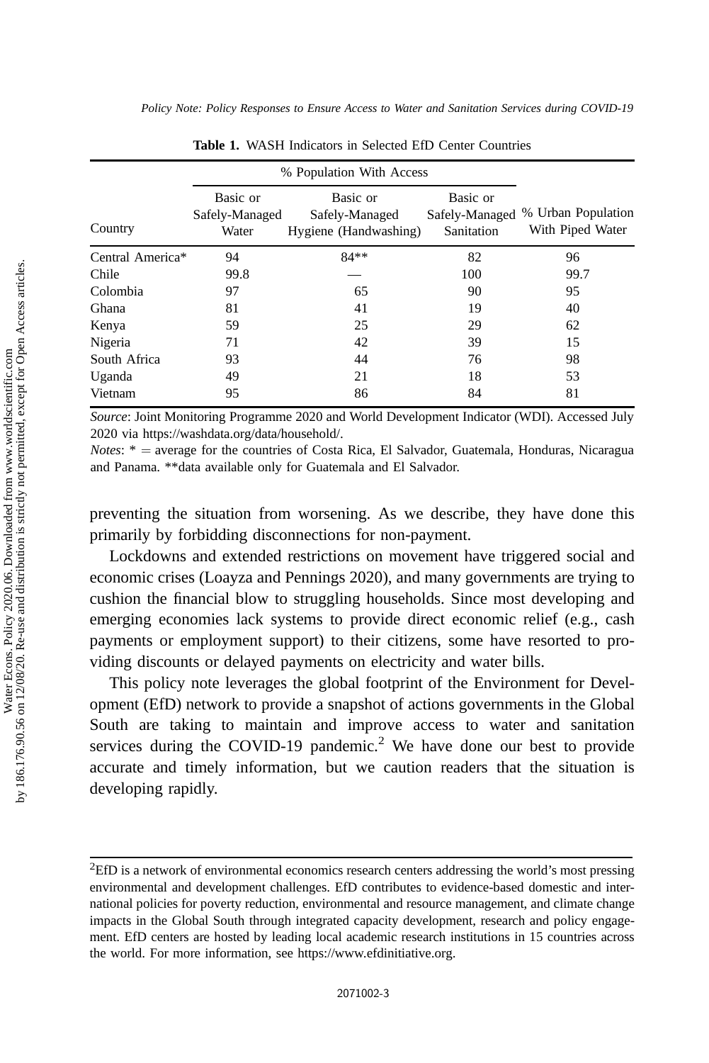**Table 1.** WASH Indicators in Selected EfD Center Countries

| Country | % Population With Access | | | % Urban Population With Piped Water |
|---|---|---|---|---|
| | Basic or Safely-Managed Water | Basic or Safely-Managed Hygiene (Handwashing) | Basic or Safely-Managed Sanitation | |
| Central America* | 94 | 84** | 82 | 96 |
| Chile | 99.8 | — | 100 | 99.7 |
| Colombia | 97 | 65 | 90 | 95 |
| Ghana | 81 | 41 | 19 | 40 |
| Kenya | 59 | 25 | 29 | 62 |
| Nigeria | 71 | 42 | 39 | 15 |
| South Africa | 93 | 44 | 76 | 98 |
| Uganda | 49 | 21 | 18 | 53 |
| Vietnam | 95 | 86 | 84 | 81 |

*Source*: Joint Monitoring Programme 2020 and World Development Indicator (WDI). Accessed July 2020 via https://washdata.org/data/household/.

*Notes*: * = average for the countries of Costa Rica, El Salvador, Guatemala, Honduras, Nicaragua and Panama. **data available only for Guatemala and El Salvador.

preventing the situation from worsening. As we describe, they have done this primarily by forbidding disconnections for non-payment.

Lockdowns and extended restrictions on movement have triggered social and economic crises (Loayza and Pennings 2020), and many governments are trying to cushion the financial blow to struggling households. Since most developing and emerging economies lack systems to provide direct economic relief (e.g., cash payments or employment support) to their citizens, some have resorted to providing discounts or delayed payments on electricity and water bills.

This policy note leverages the global footprint of the Environment for Development (EfD) network to provide a snapshot of actions governments in the Global South are taking to maintain and improve access to water and sanitation services during the COVID-19 pandemic.[2] We have done our best to provide accurate and timely information, but we caution readers that the situation is developing rapidly.

[2]EfD is a network of environmental economics research centers addressing the world's most pressing environmental and development challenges. EfD contributes to evidence-based domestic and international policies for poverty reduction, environmental and resource management, and climate change impacts in the Global South through integrated capacity development, research and policy engagement. EfD centers are hosted by leading local academic research institutions in 15 countries across the world. For more information, see https://www.efdinitiative.org.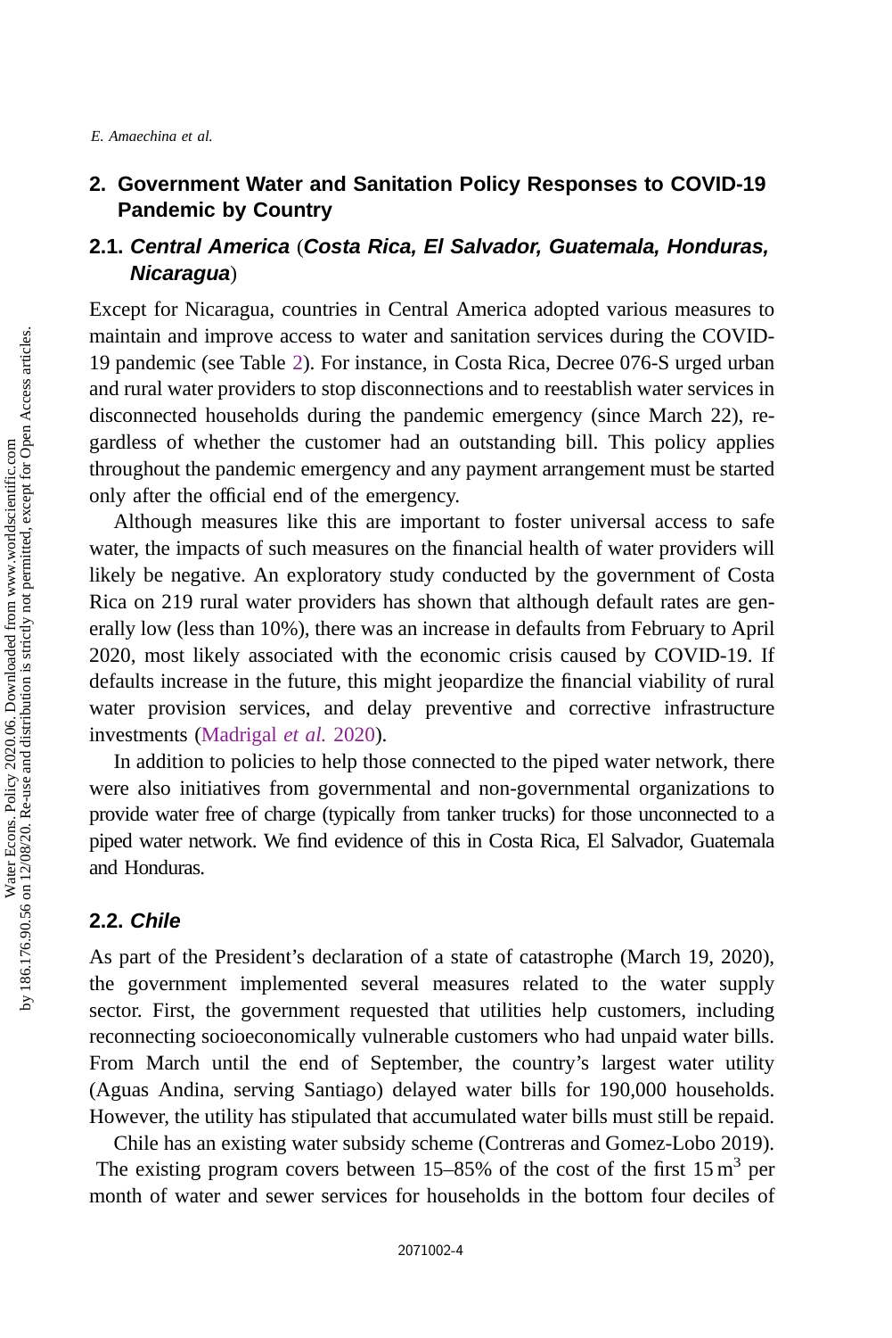## 2. Government Water and Sanitation Policy Responses to COVID-19 Pandemic by Country

### 2.1. *Central America* (*Costa Rica, El Salvador, Guatemala, Honduras, Nicaragua*)

Except for Nicaragua, countries in Central America adopted various measures to maintain and improve access to water and sanitation services during the COVID-19 pandemic (see Table 2). For instance, in Costa Rica, Decree 076-S urged urban and rural water providers to stop disconnections and to reestablish water services in disconnected households during the pandemic emergency (since March 22), regardless of whether the customer had an outstanding bill. This policy applies throughout the pandemic emergency and any payment arrangement must be started only after the official end of the emergency.

Although measures like this are important to foster universal access to safe water, the impacts of such measures on the financial health of water providers will likely be negative. An exploratory study conducted by the government of Costa Rica on 219 rural water providers has shown that although default rates are generally low (less than 10%), there was an increase in defaults from February to April 2020, most likely associated with the economic crisis caused by COVID-19. If defaults increase in the future, this might jeopardize the financial viability of rural water provision services, and delay preventive and corrective infrastructure investments (Madrigal *et al.* 2020).

In addition to policies to help those connected to the piped water network, there were also initiatives from governmental and non-governmental organizations to provide water free of charge (typically from tanker trucks) for those unconnected to a piped water network. We find evidence of this in Costa Rica, El Salvador, Guatemala and Honduras.

### 2.2. *Chile*

As part of the President's declaration of a state of catastrophe (March 19, 2020), the government implemented several measures related to the water supply sector. First, the government requested that utilities help customers, including reconnecting socioeconomically vulnerable customers who had unpaid water bills. From March until the end of September, the country's largest water utility (Aguas Andina, serving Santiago) delayed water bills for 190,000 households. However, the utility has stipulated that accumulated water bills must still be repaid.

Chile has an existing water subsidy scheme (Contreras and Gomez-Lobo 2019). The existing program covers between 15–85% of the cost of the first 15 $m^3$ per month of water and sewer services for households in the bottom four deciles of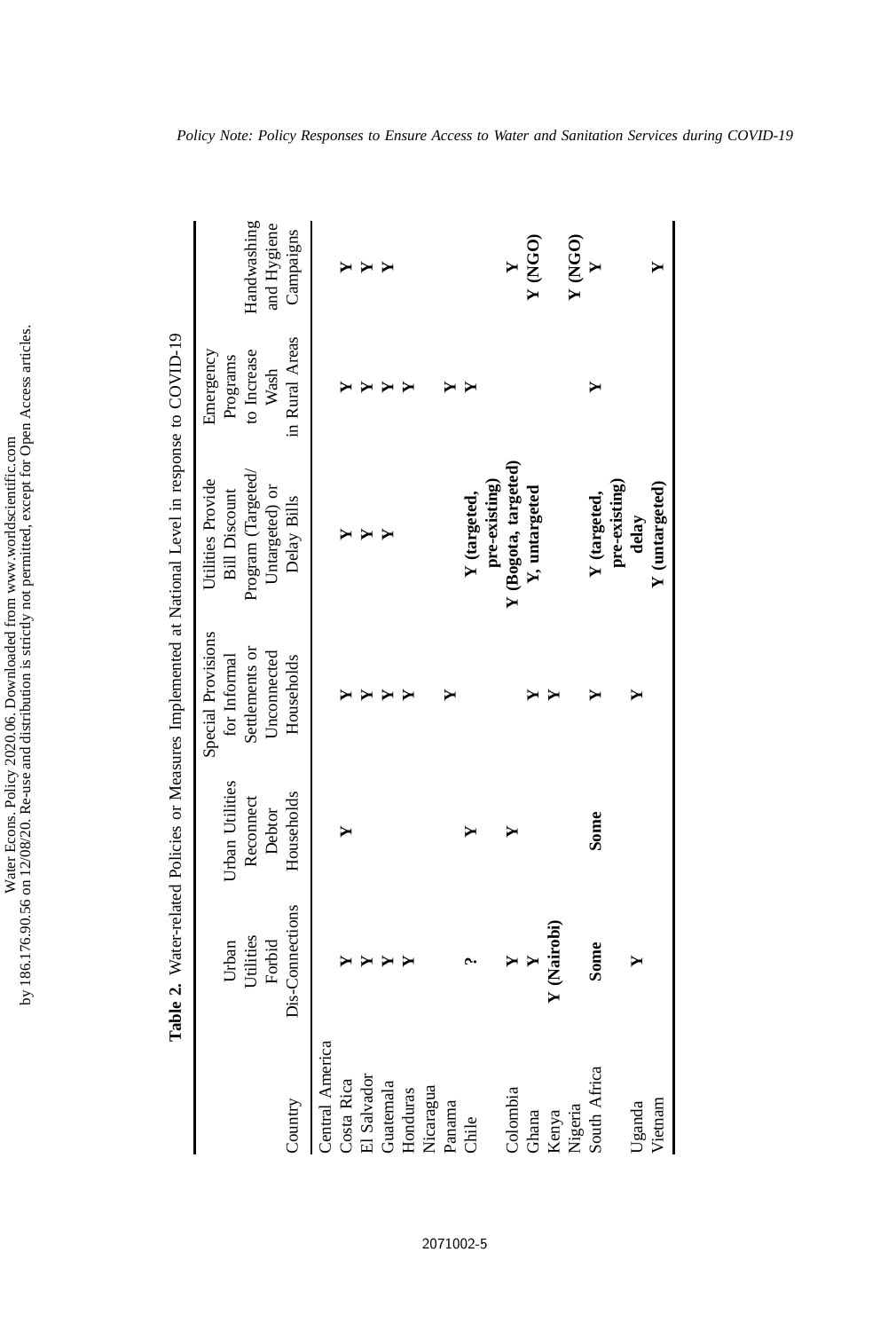**Table 2.** Water-related Policies or Measures Implemented at National Level in response to COVID-19

| Country | Urban Utilities Forbid Dis-Connections | Urban Utilities Reconnect Debtor Households | Special Provisions for Informal Settlements or Unconnected Households | Utilities Provide Bill Discount Program (Targeted/ Untargeted) or Delay Bills | Emergency Programs to Increase Wash in Rural Areas | Handwashing and Hygiene Campaigns |
|---|---|---|---|---|---|---|
| Central America | | | | | | |
| Costa Rica | **Y** | **Y** | **Y** | **Y** | **Y** | **Y** |
| El Salvador | **Y** | | **Y** | **Y** | **Y** | **Y** |
| Guatemala | **Y** | | **Y** | **Y** | **Y** | **Y** |
| Honduras | **Y** | | **Y** | | **Y** | |
| Nicaragua | | | | | | |
| Panama | | | **Y** | | **Y** | |
| Chile | **?** | **Y** | | **Y (targeted, pre-existing)** | **Y** | |
| Colombia | **Y** | **Y** | | **Y (Bogota, targeted)** | | **Y** |
| Ghana | **Y** | | **Y** | **Y, untargeted** | | **Y (NGO)** |
| Kenya | **Y (Nairobi)** | | **Y** | | | |
| Nigeria | | | | | | **Y (NGO)** |
| South Africa | **Some** | **Some** | **Y** | **Y (targeted, pre-existing)** | **Y** | **Y** |
| Uganda | **Y** | | **Y** | **delay** | | |
| Vietnam | | | | **Y (untargeted)** | | **Y** |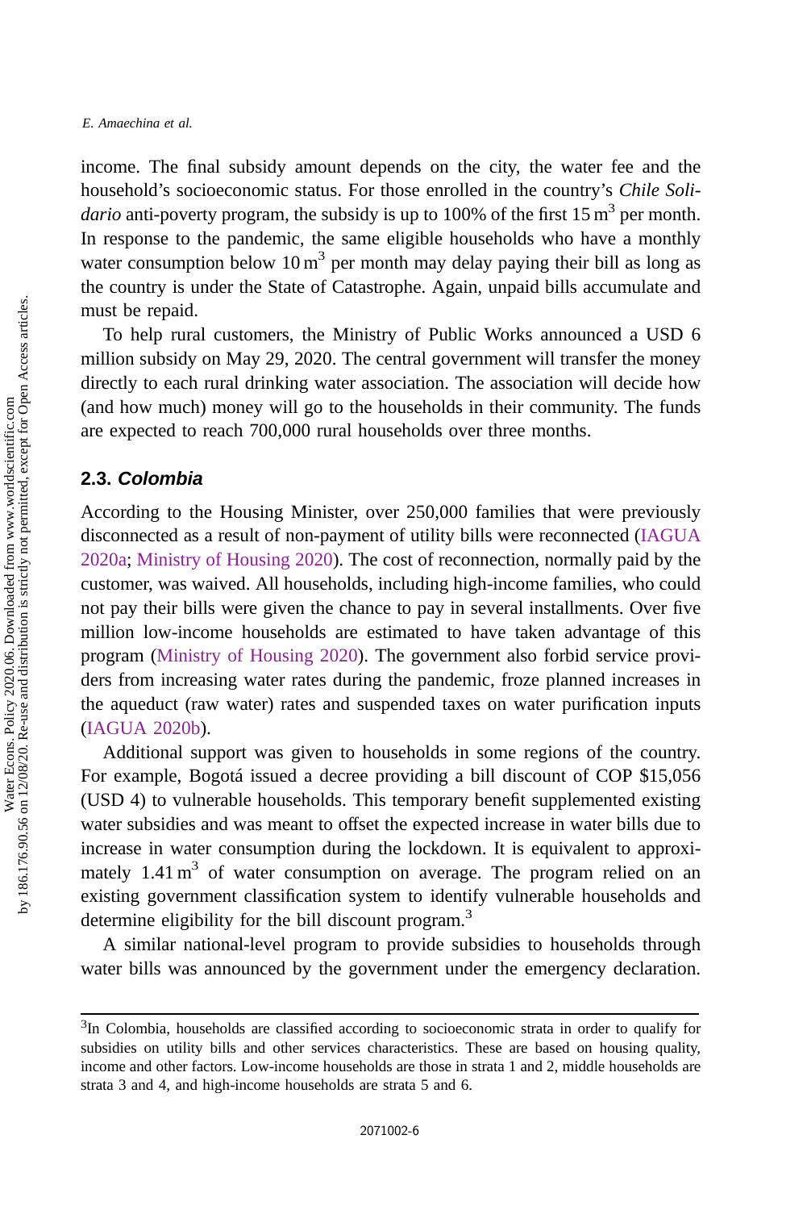income. The final subsidy amount depends on the city, the water fee and the household's socioeconomic status. For those enrolled in the country's *Chile Solidario* anti-poverty program, the subsidy is up to 100% of the first 15 $m^3$ per month. In response to the pandemic, the same eligible households who have a monthly water consumption below 10 $m^3$ per month may delay paying their bill as long as the country is under the State of Catastrophe. Again, unpaid bills accumulate and must be repaid.

To help rural customers, the Ministry of Public Works announced a USD 6 million subsidy on May 29, 2020. The central government will transfer the money directly to each rural drinking water association. The association will decide how (and how much) money will go to the households in their community. The funds are expected to reach 700,000 rural households over three months.

## 2.3. *Colombia*

According to the Housing Minister, over 250,000 families that were previously disconnected as a result of non-payment of utility bills were reconnected (IAGUA 2020a; Ministry of Housing 2020). The cost of reconnection, normally paid by the customer, was waived. All households, including high-income families, who could not pay their bills were given the chance to pay in several installments. Over five million low-income households are estimated to have taken advantage of this program (Ministry of Housing 2020). The government also forbid service providers from increasing water rates during the pandemic, froze planned increases in the aqueduct (raw water) rates and suspended taxes on water purification inputs (IAGUA 2020b).

Additional support was given to households in some regions of the country. For example, Bogotá issued a decree providing a bill discount of COP $15,056 (USD 4) to vulnerable households. This temporary benefit supplemented existing water subsidies and was meant to offset the expected increase in water bills due to increase in water consumption during the lockdown. It is equivalent to approximately 1.41 $m^3$ of water consumption on average. The program relied on an existing government classification system to identify vulnerable households and determine eligibility for the bill discount program.[3]

A similar national-level program to provide subsidies to households through water bills was announced by the government under the emergency declaration.

---

[3]In Colombia, households are classified according to socioeconomic strata in order to qualify for subsidies on utility bills and other services characteristics. These are based on housing quality, income and other factors. Low-income households are those in strata 1 and 2, middle households are strata 3 and 4, and high-income households are strata 5 and 6.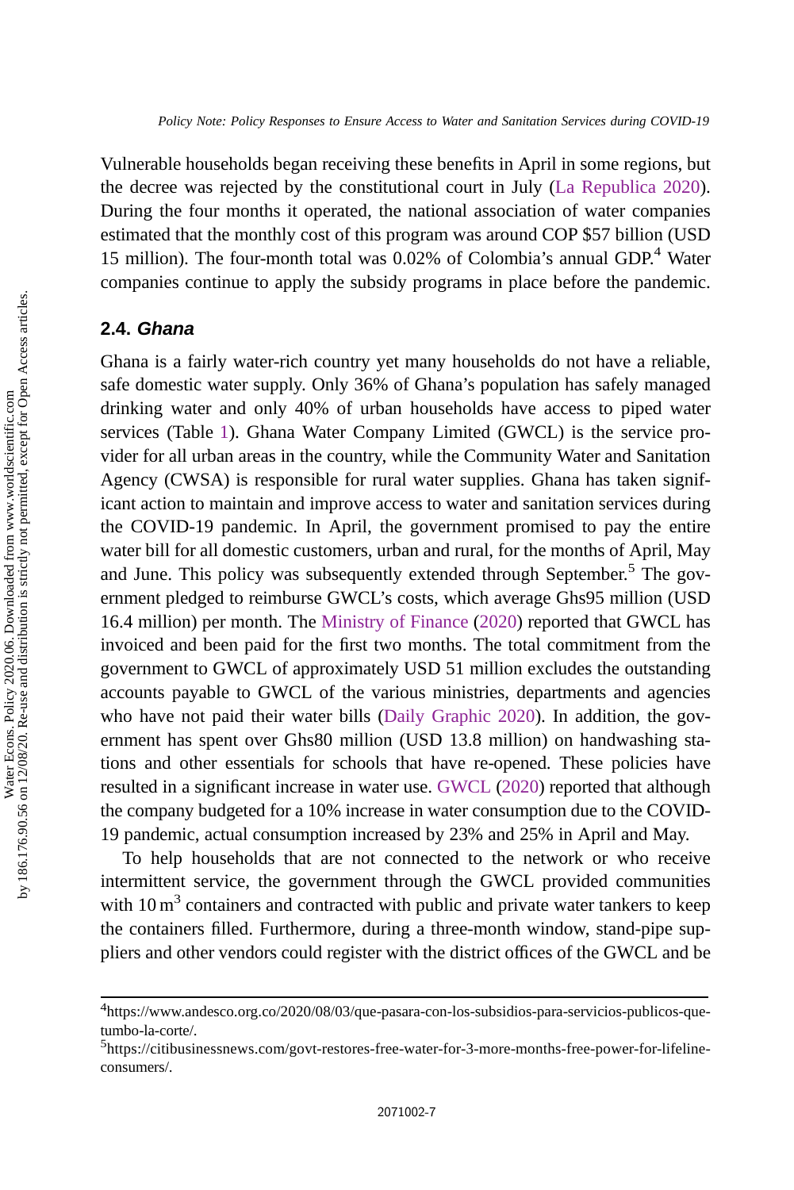Vulnerable households began receiving these benefits in April in some regions, but the decree was rejected by the constitutional court in July (La Republica 2020). During the four months it operated, the national association of water companies estimated that the monthly cost of this program was around COP $57 billion (USD 15 million). The four-month total was 0.02% of Colombia's annual GDP.[4] Water companies continue to apply the subsidy programs in place before the pandemic.

## 2.4. *Ghana*

Ghana is a fairly water-rich country yet many households do not have a reliable, safe domestic water supply. Only 36% of Ghana's population has safely managed drinking water and only 40% of urban households have access to piped water services (Table 1). Ghana Water Company Limited (GWCL) is the service provider for all urban areas in the country, while the Community Water and Sanitation Agency (CWSA) is responsible for rural water supplies. Ghana has taken significant action to maintain and improve access to water and sanitation services during the COVID-19 pandemic. In April, the government promised to pay the entire water bill for all domestic customers, urban and rural, for the months of April, May and June. This policy was subsequently extended through September.[5] The government pledged to reimburse GWCL's costs, which average Ghs95 million (USD 16.4 million) per month. The Ministry of Finance (2020) reported that GWCL has invoiced and been paid for the first two months. The total commitment from the government to GWCL of approximately USD 51 million excludes the outstanding accounts payable to GWCL of the various ministries, departments and agencies who have not paid their water bills (Daily Graphic 2020). In addition, the government has spent over Ghs80 million (USD 13.8 million) on handwashing stations and other essentials for schools that have re-opened. These policies have resulted in a significant increase in water use. GWCL (2020) reported that although the company budgeted for a 10% increase in water consumption due to the COVID-19 pandemic, actual consumption increased by 23% and 25% in April and May.

To help households that are not connected to the network or who receive intermittent service, the government through the GWCL provided communities with 10 $m^3$ containers and contracted with public and private water tankers to keep the containers filled. Furthermore, during a three-month window, stand-pipe suppliers and other vendors could register with the district offices of the GWCL and be

---

[4] https://www.andesco.org.co/2020/08/03/que-pasara-con-los-subsidios-para-servicios-publicos-que-tumbo-la-corte/.

[5] https://citibusinessnews.com/govt-restores-free-water-for-3-more-months-free-power-for-lifeline-consumers/.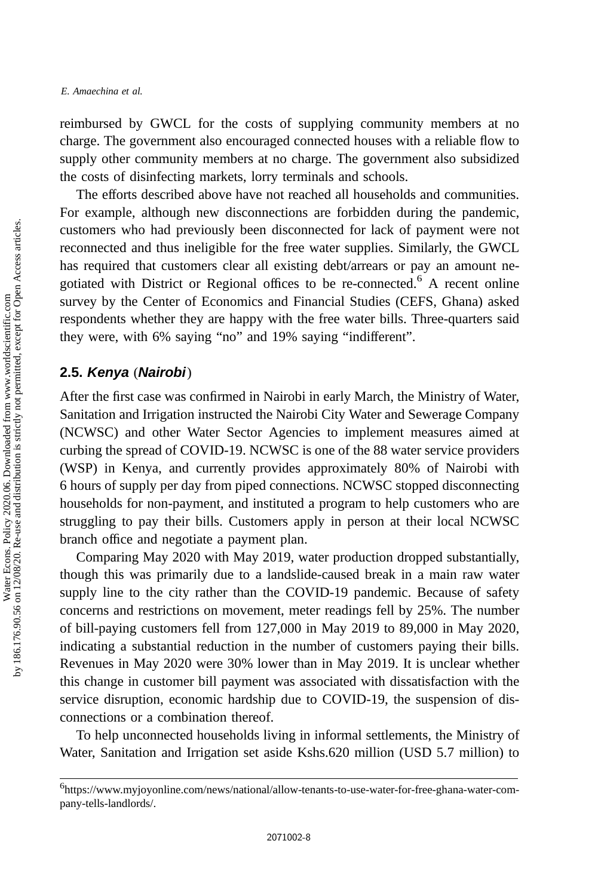reimbursed by GWCL for the costs of supplying community members at no charge. The government also encouraged connected houses with a reliable flow to supply other community members at no charge. The government also subsidized the costs of disinfecting markets, lorry terminals and schools.

The efforts described above have not reached all households and communities. For example, although new disconnections are forbidden during the pandemic, customers who had previously been disconnected for lack of payment were not reconnected and thus ineligible for the free water supplies. Similarly, the GWCL has required that customers clear all existing debt/arrears or pay an amount negotiated with District or Regional offices to be re-connected.[6] A recent online survey by the Center of Economics and Financial Studies (CEFS, Ghana) asked respondents whether they are happy with the free water bills. Three-quarters said they were, with 6% saying "no" and 19% saying "indifferent".

## 2.5. *Kenya* (*Nairobi*)

After the first case was confirmed in Nairobi in early March, the Ministry of Water, Sanitation and Irrigation instructed the Nairobi City Water and Sewerage Company (NCWSC) and other Water Sector Agencies to implement measures aimed at curbing the spread of COVID-19. NCWSC is one of the 88 water service providers (WSP) in Kenya, and currently provides approximately 80% of Nairobi with 6 hours of supply per day from piped connections. NCWSC stopped disconnecting households for non-payment, and instituted a program to help customers who are struggling to pay their bills. Customers apply in person at their local NCWSC branch office and negotiate a payment plan.

Comparing May 2020 with May 2019, water production dropped substantially, though this was primarily due to a landslide-caused break in a main raw water supply line to the city rather than the COVID-19 pandemic. Because of safety concerns and restrictions on movement, meter readings fell by 25%. The number of bill-paying customers fell from 127,000 in May 2019 to 89,000 in May 2020, indicating a substantial reduction in the number of customers paying their bills. Revenues in May 2020 were 30% lower than in May 2019. It is unclear whether this change in customer bill payment was associated with dissatisfaction with the service disruption, economic hardship due to COVID-19, the suspension of disconnections or a combination thereof.

To help unconnected households living in informal settlements, the Ministry of Water, Sanitation and Irrigation set aside Kshs.620 million (USD 5.7 million) to

[6] https://www.myjoyonline.com/news/national/allow-tenants-to-use-water-for-free-ghana-water-company-tells-landlords/.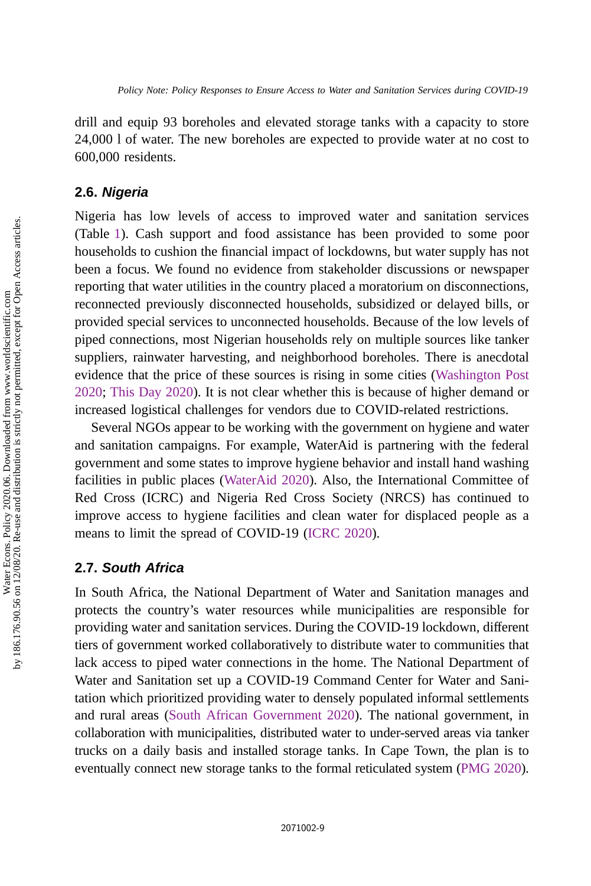drill and equip 93 boreholes and elevated storage tanks with a capacity to store 24,000 l of water. The new boreholes are expected to provide water at no cost to 600,000 residents.

### 2.6. *Nigeria*

Nigeria has low levels of access to improved water and sanitation services (Table 1). Cash support and food assistance has been provided to some poor households to cushion the financial impact of lockdowns, but water supply has not been a focus. We found no evidence from stakeholder discussions or newspaper reporting that water utilities in the country placed a moratorium on disconnections, reconnected previously disconnected households, subsidized or delayed bills, or provided special services to unconnected households. Because of the low levels of piped connections, most Nigerian households rely on multiple sources like tanker suppliers, rainwater harvesting, and neighborhood boreholes. There is anecdotal evidence that the price of these sources is rising in some cities (Washington Post 2020; This Day 2020). It is not clear whether this is because of higher demand or increased logistical challenges for vendors due to COVID-related restrictions.

Several NGOs appear to be working with the government on hygiene and water and sanitation campaigns. For example, WaterAid is partnering with the federal government and some states to improve hygiene behavior and install hand washing facilities in public places (WaterAid 2020). Also, the International Committee of Red Cross (ICRC) and Nigeria Red Cross Society (NRCS) has continued to improve access to hygiene facilities and clean water for displaced people as a means to limit the spread of COVID-19 (ICRC 2020).

### 2.7. *South Africa*

In South Africa, the National Department of Water and Sanitation manages and protects the country's water resources while municipalities are responsible for providing water and sanitation services. During the COVID-19 lockdown, different tiers of government worked collaboratively to distribute water to communities that lack access to piped water connections in the home. The National Department of Water and Sanitation set up a COVID-19 Command Center for Water and Sanitation which prioritized providing water to densely populated informal settlements and rural areas (South African Government 2020). The national government, in collaboration with municipalities, distributed water to under-served areas via tanker trucks on a daily basis and installed storage tanks. In Cape Town, the plan is to eventually connect new storage tanks to the formal reticulated system (PMG 2020).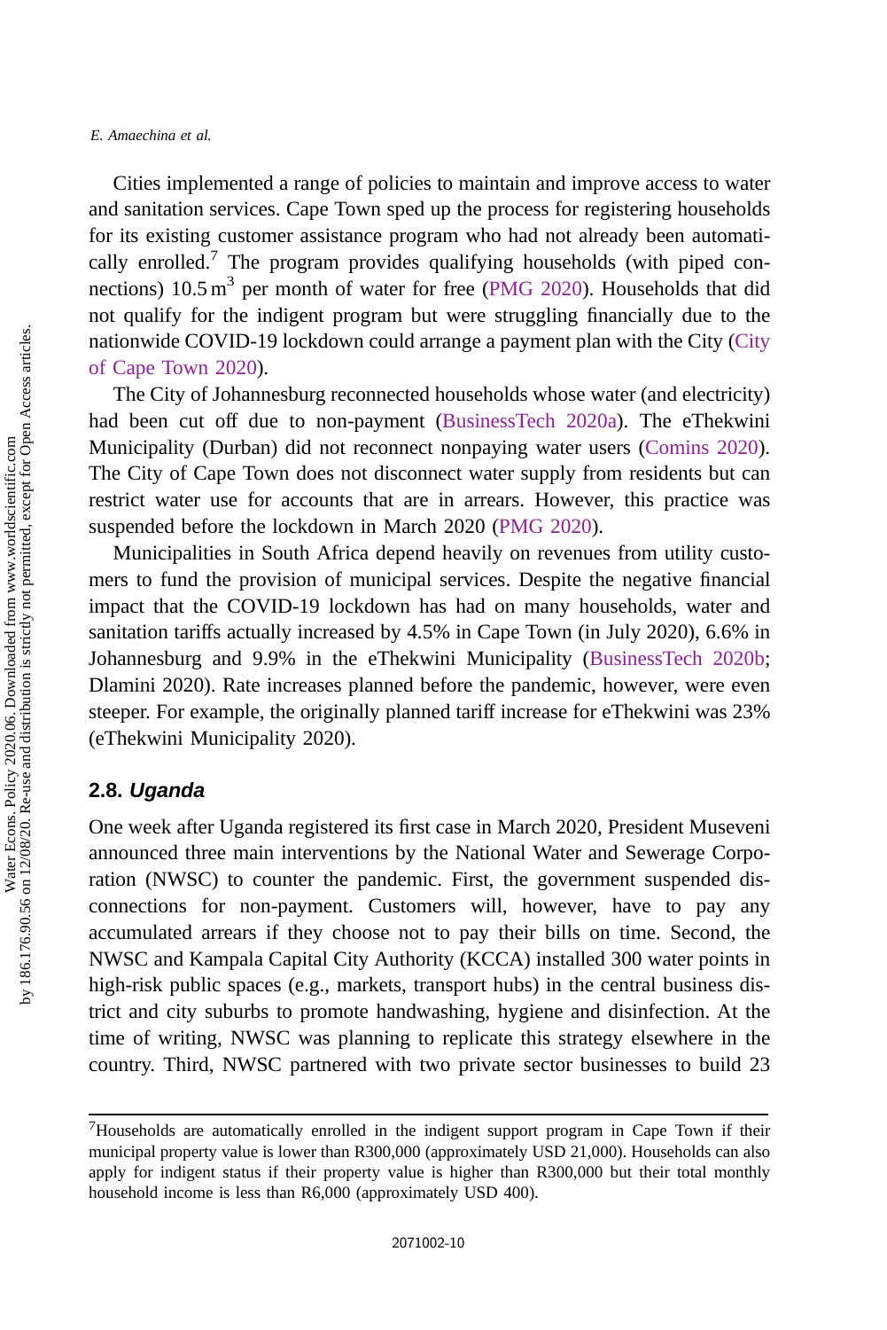Cities implemented a range of policies to maintain and improve access to water and sanitation services. Cape Town sped up the process for registering households for its existing customer assistance program who had not already been automatically enrolled.[7] The program provides qualifying households (with piped connections) 10.5 $m^3$ per month of water for free (PMG 2020). Households that did not qualify for the indigent program but were struggling financially due to the nationwide COVID-19 lockdown could arrange a payment plan with the City (City of Cape Town 2020).

The City of Johannesburg reconnected households whose water (and electricity) had been cut off due to non-payment (BusinessTech 2020a). The eThekwini Municipality (Durban) did not reconnect nonpaying water users (Comins 2020). The City of Cape Town does not disconnect water supply from residents but can restrict water use for accounts that are in arrears. However, this practice was suspended before the lockdown in March 2020 (PMG 2020).

Municipalities in South Africa depend heavily on revenues from utility customers to fund the provision of municipal services. Despite the negative financial impact that the COVID-19 lockdown has had on many households, water and sanitation tariffs actually increased by 4.5% in Cape Town (in July 2020), 6.6% in Johannesburg and 9.9% in the eThekwini Municipality (BusinessTech 2020b; Dlamini 2020). Rate increases planned before the pandemic, however, were even steeper. For example, the originally planned tariff increase for eThekwini was 23% (eThekwini Municipality 2020).

## 2.8. *Uganda*

One week after Uganda registered its first case in March 2020, President Museveni announced three main interventions by the National Water and Sewerage Corporation (NWSC) to counter the pandemic. First, the government suspended disconnections for non-payment. Customers will, however, have to pay any accumulated arrears if they choose not to pay their bills on time. Second, the NWSC and Kampala Capital City Authority (KCCA) installed 300 water points in high-risk public spaces (e.g., markets, transport hubs) in the central business district and city suburbs to promote handwashing, hygiene and disinfection. At the time of writing, NWSC was planning to replicate this strategy elsewhere in the country. Third, NWSC partnered with two private sector businesses to build 23

---

[7] Households are automatically enrolled in the indigent support program in Cape Town if their municipal property value is lower than R300,000 (approximately USD 21,000). Households can also apply for indigent status if their property value is higher than R300,000 but their total monthly household income is less than R6,000 (approximately USD 400).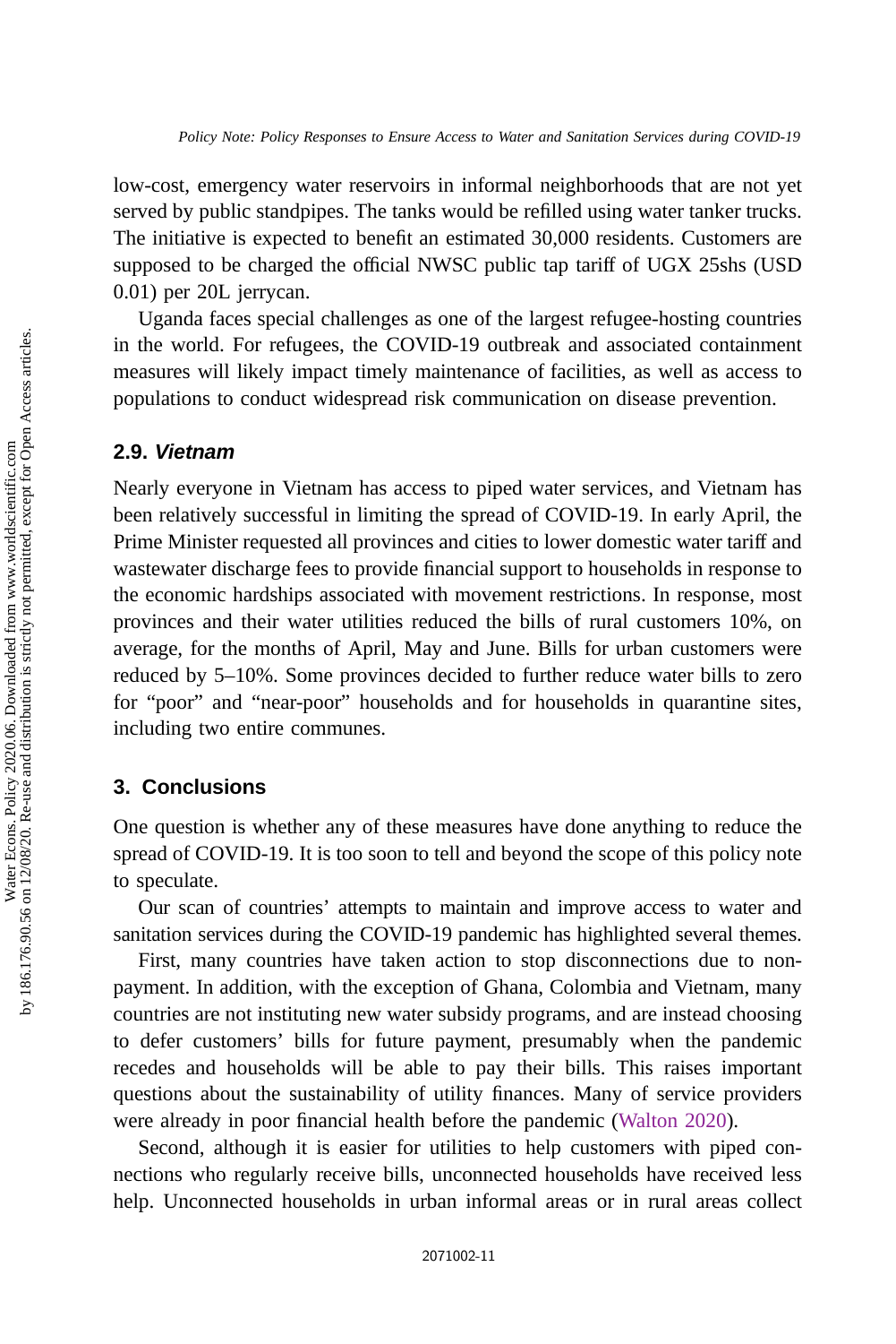low-cost, emergency water reservoirs in informal neighborhoods that are not yet served by public standpipes. The tanks would be refilled using water tanker trucks. The initiative is expected to benefit an estimated 30,000 residents. Customers are supposed to be charged the official NWSC public tap tariff of UGX 25shs (USD 0.01) per 20L jerrycan.

Uganda faces special challenges as one of the largest refugee-hosting countries in the world. For refugees, the COVID-19 outbreak and associated containment measures will likely impact timely maintenance of facilities, as well as access to populations to conduct widespread risk communication on disease prevention.

### 2.9. *Vietnam*

Nearly everyone in Vietnam has access to piped water services, and Vietnam has been relatively successful in limiting the spread of COVID-19. In early April, the Prime Minister requested all provinces and cities to lower domestic water tariff and wastewater discharge fees to provide financial support to households in response to the economic hardships associated with movement restrictions. In response, most provinces and their water utilities reduced the bills of rural customers 10%, on average, for the months of April, May and June. Bills for urban customers were reduced by 5–10%. Some provinces decided to further reduce water bills to zero for "poor" and "near-poor" households and for households in quarantine sites, including two entire communes.

## 3. Conclusions

One question is whether any of these measures have done anything to reduce the spread of COVID-19. It is too soon to tell and beyond the scope of this policy note to speculate.

Our scan of countries' attempts to maintain and improve access to water and sanitation services during the COVID-19 pandemic has highlighted several themes.

First, many countries have taken action to stop disconnections due to non-payment. In addition, with the exception of Ghana, Colombia and Vietnam, many countries are not instituting new water subsidy programs, and are instead choosing to defer customers' bills for future payment, presumably when the pandemic recedes and households will be able to pay their bills. This raises important questions about the sustainability of utility finances. Many of service providers were already in poor financial health before the pandemic (Walton 2020).

Second, although it is easier for utilities to help customers with piped connections who regularly receive bills, unconnected households have received less help. Unconnected households in urban informal areas or in rural areas collect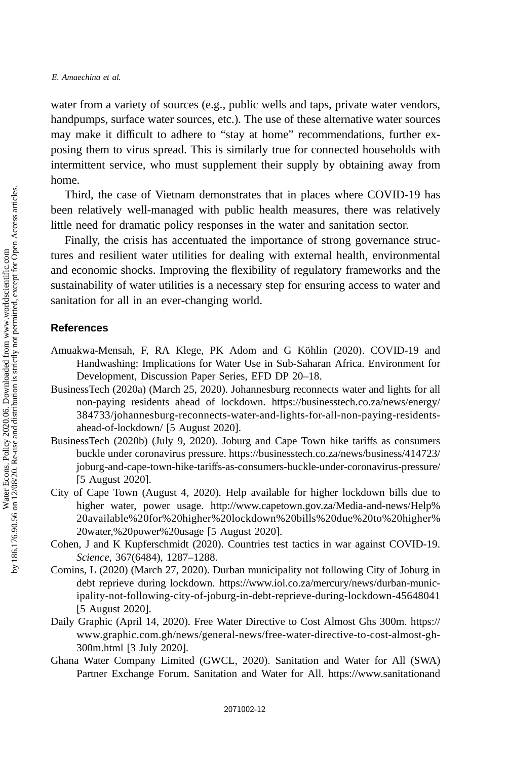water from a variety of sources (e.g., public wells and taps, private water vendors, handpumps, surface water sources, etc.). The use of these alternative water sources may make it difficult to adhere to "stay at home" recommendations, further exposing them to virus spread. This is similarly true for connected households with intermittent service, who must supplement their supply by obtaining away from home.

Third, the case of Vietnam demonstrates that in places where COVID-19 has been relatively well-managed with public health measures, there was relatively little need for dramatic policy responses in the water and sanitation sector.

Finally, the crisis has accentuated the importance of strong governance structures and resilient water utilities for dealing with external health, environmental and economic shocks. Improving the flexibility of regulatory frameworks and the sustainability of water utilities is a necessary step for ensuring access to water and sanitation for all in an ever-changing world.

## References

Amuakwa-Mensah, F, RA Klege, PK Adom and G Köhlin (2020). COVID-19 and Handwashing: Implications for Water Use in Sub-Saharan Africa. Environment for Development, Discussion Paper Series, EFD DP 20–18.

BusinessTech (2020a) (March 25, 2020). Johannesburg reconnects water and lights for all non-paying residents ahead of lockdown. https://businesstech.co.za/news/energy/384733/johannesburg-reconnects-water-and-lights-for-all-non-paying-residents-ahead-of-lockdown/ [5 August 2020].

BusinessTech (2020b) (July 9, 2020). Joburg and Cape Town hike tariffs as consumers buckle under coronavirus pressure. https://businesstech.co.za/news/business/414723/joburg-and-cape-town-hike-tariffs-as-consumers-buckle-under-coronavirus-pressure/ [5 August 2020].

City of Cape Town (August 4, 2020). Help available for higher lockdown bills due to higher water, power usage. http://www.capetown.gov.za/Media-and-news/Help%20available%20for%20higher%20lockdown%20bills%20due%20to%20higher%20water,%20power%20usage [5 August 2020].

Cohen, J and K Kupferschmidt (2020). Countries test tactics in war against COVID-19. *Science*, 367(6484), 1287–1288.

Comins, L (2020) (March 27, 2020). Durban municipality not following City of Joburg in debt reprieve during lockdown. https://www.iol.co.za/mercury/news/durban-municipality-not-following-city-of-joburg-in-debt-reprieve-during-lockdown-45648041 [5 August 2020].

Daily Graphic (April 14, 2020). Free Water Directive to Cost Almost Ghs 300m. https://www.graphic.com.gh/news/general-news/free-water-directive-to-cost-almost-gh-300m.html [3 July 2020].

Ghana Water Company Limited (GWCL, 2020). Sanitation and Water for All (SWA) Partner Exchange Forum. Sanitation and Water for All. https://www.sanitationand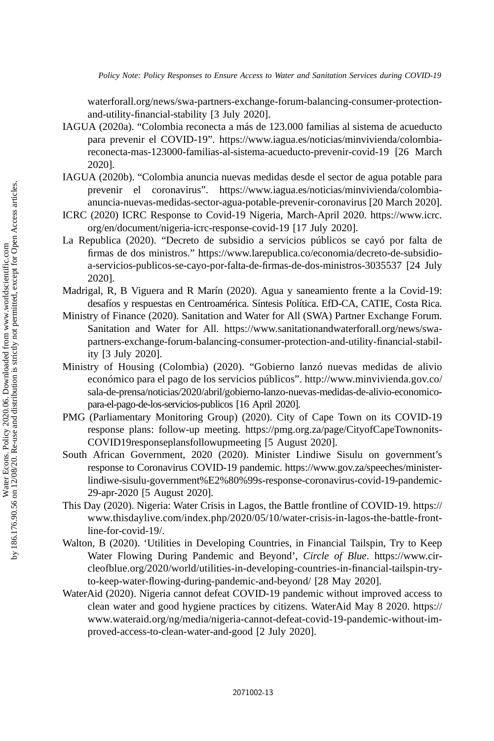waterforall.org/news/swa-partners-exchange-forum-balancing-consumer-protection-and-utility-financial-stability [3 July 2020].

IAGUA (2020a). "Colombia reconecta a más de 123.000 familias al sistema de acueducto para prevenir el COVID-19". https://www.iagua.es/noticias/minvivienda/colombia-reconecta-mas-123000-familias-al-sistema-acueducto-prevenir-covid-19 [26 March 2020].

IAGUA (2020b). "Colombia anuncia nuevas medidas desde el sector de agua potable para prevenir el coronavirus". https://www.iagua.es/noticias/minvivienda/colombia-anuncia-nuevas-medidas-sector-agua-potable-prevenir-coronavirus [20 March 2020].

ICRC (2020) ICRC Response to Covid-19 Nigeria, March-April 2020. https://www.icrc.org/en/document/nigeria-icrc-response-covid-19 [17 July 2020].

La Republica (2020). "Decreto de subsidio a servicios públicos se cayó por falta de firmas de dos ministros." https://www.larepublica.co/economia/decreto-de-subsidio-a-servicios-publicos-se-cayo-por-falta-de-firmas-de-dos-ministros-3035537 [24 July 2020].

Madrigal, R, B Viguera and R Marín (2020). Agua y saneamiento frente a la Covid-19: desafíos y respuestas en Centroamérica. Síntesis Política. EfD-CA, CATIE, Costa Rica.

Ministry of Finance (2020). Sanitation and Water for All (SWA) Partner Exchange Forum. Sanitation and Water for All. https://www.sanitationandwaterforall.org/news/swa-partners-exchange-forum-balancing-consumer-protection-and-utility-financial-stability [3 July 2020].

Ministry of Housing (Colombia) (2020). "Gobierno lanzó nuevas medidas de alivio económico para el pago de los servicios públicos". http://www.minvivienda.gov.co/sala-de-prensa/noticias/2020/abril/gobierno-lanzo-nuevas-medidas-de-alivio-economico-para-el-pago-de-los-servicios-publicos [16 April 2020].

PMG (Parliamentary Monitoring Group) (2020). City of Cape Town on its COVID-19 response plans: follow-up meeting. https://pmg.org.za/page/CityofCapeTownonits-COVID19responseplansfollowupmeeting [5 August 2020].

South African Government, 2020 (2020). Minister Lindiwe Sisulu on government's response to Coronavirus COVID-19 pandemic. https://www.gov.za/speeches/minister-lindiwe-sisulu-government%E2%80%99s-response-coronavirus-covid-19-pandemic-29-apr-2020 [5 August 2020].

This Day (2020). Nigeria: Water Crisis in Lagos, the Battle frontline of COVID-19. https://www.thisdaylive.com/index.php/2020/05/10/water-crisis-in-lagos-the-battle-front-line-for-covid-19/.

Walton, B (2020). 'Utilities in Developing Countries, in Financial Tailspin, Try to Keep Water Flowing During Pandemic and Beyond', *Circle of Blue*. https://www.circleofblue.org/2020/world/utilities-in-developing-countries-in-financial-tailspin-try-to-keep-water-flowing-during-pandemic-and-beyond/ [28 May 2020].

WaterAid (2020). Nigeria cannot defeat COVID-19 pandemic without improved access to clean water and good hygiene practices by citizens. WaterAid May 8 2020. https://www.wateraid.org/ng/media/nigeria-cannot-defeat-covid-19-pandemic-without-improved-access-to-clean-water-and-good [2 July 2020].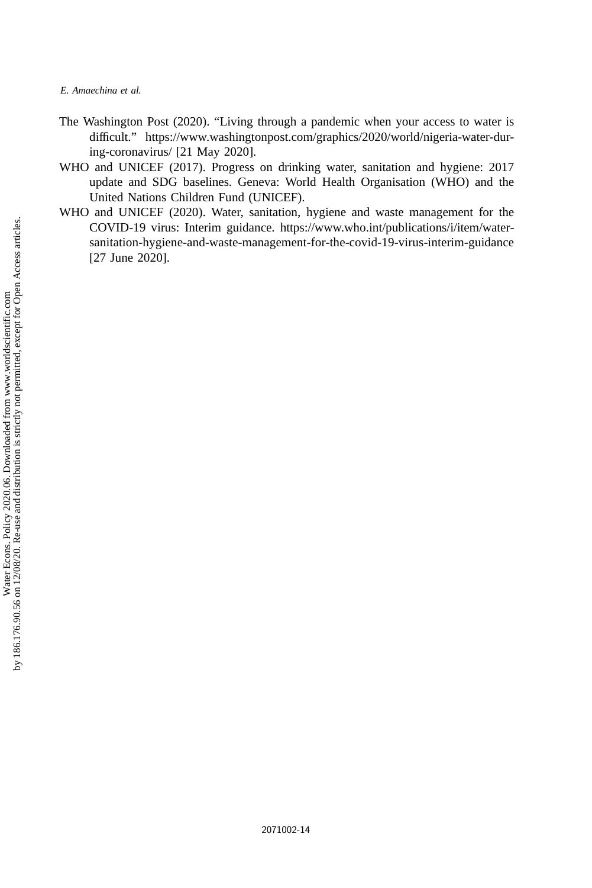The Washington Post (2020). "Living through a pandemic when your access to water is difficult." https://www.washingtonpost.com/graphics/2020/world/nigeria-water-during-coronavirus/ [21 May 2020].

WHO and UNICEF (2017). Progress on drinking water, sanitation and hygiene: 2017 update and SDG baselines. Geneva: World Health Organisation (WHO) and the United Nations Children Fund (UNICEF).

WHO and UNICEF (2020). Water, sanitation, hygiene and waste management for the COVID-19 virus: Interim guidance. https://www.who.int/publications/i/item/water-sanitation-hygiene-and-waste-management-for-the-covid-19-virus-interim-guidance [27 June 2020].